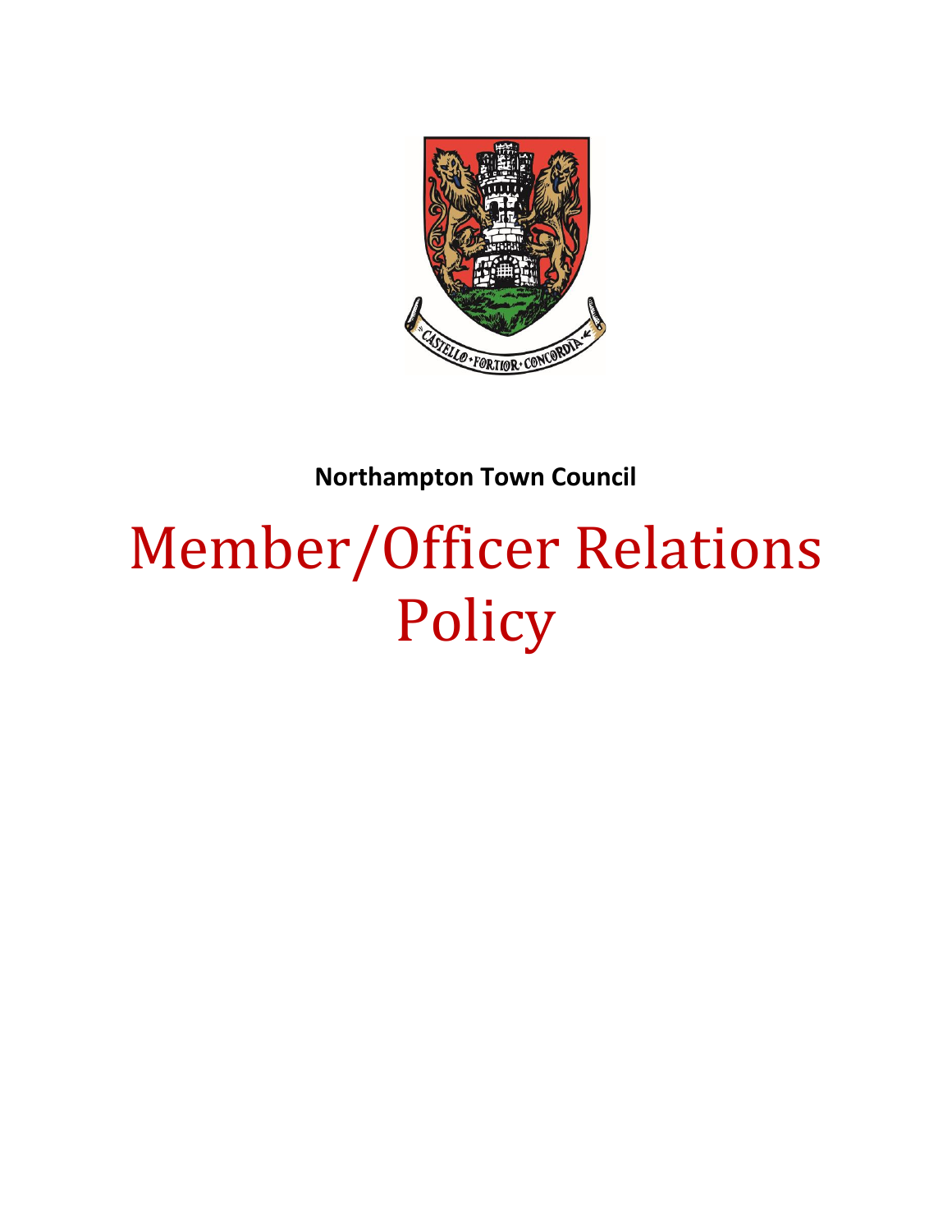**Northampton Town Council**

# Member/Officer Relations Policy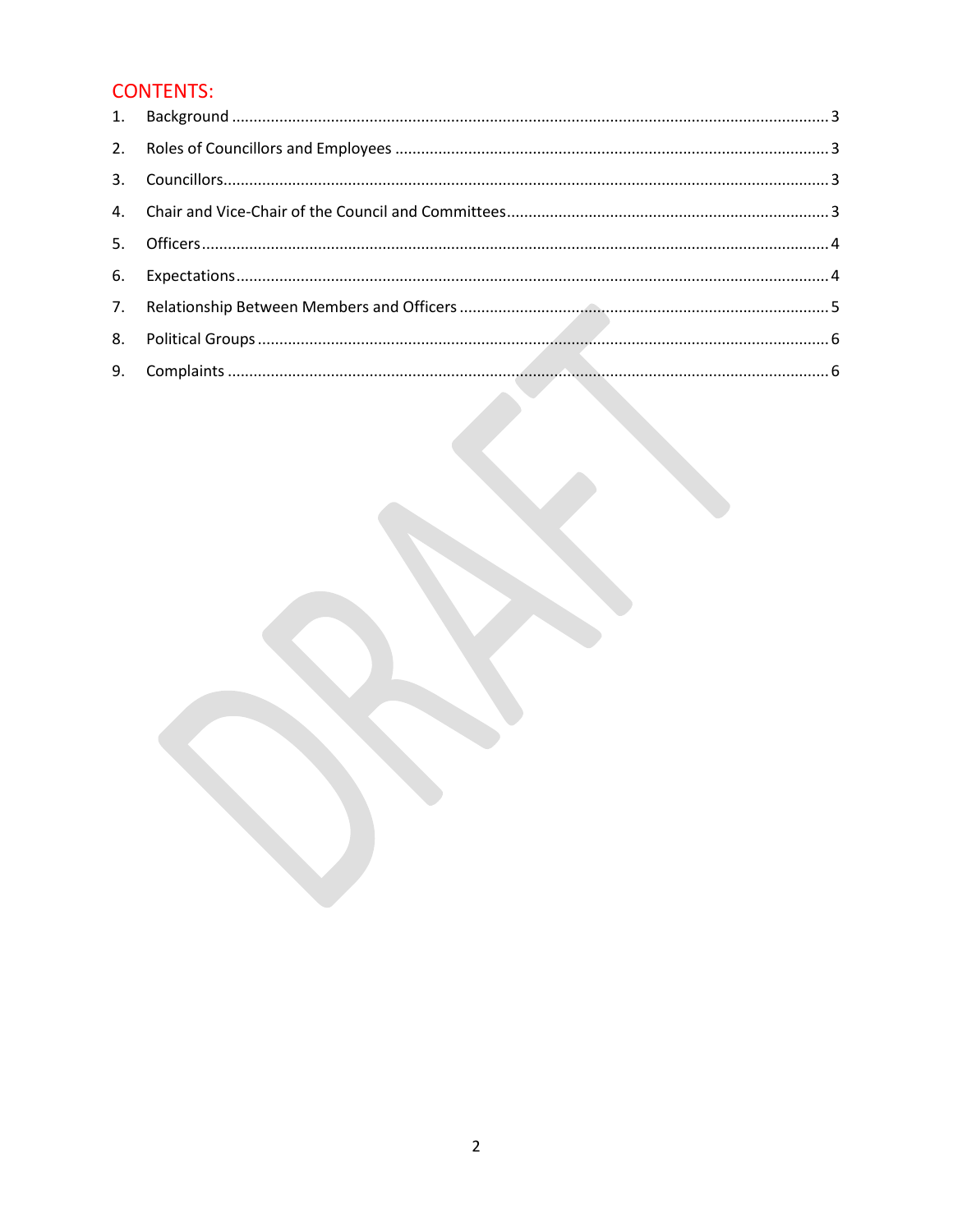## CONTENTS:

1. Background ........................................................................ 3
2. Roles of Councillors and Employees ........................................................................ 3
3. Councillors ........................................................................ 3
4. Chair and Vice-Chair of the Council and Committees ........................................................................ 3
5. Officers ........................................................................ 4
6. Expectations ........................................................................ 4
7. Relationship Between Members and Officers ........................................................................ 5
8. Political Groups ........................................................................ 6
9. Complaints ........................................................................ 6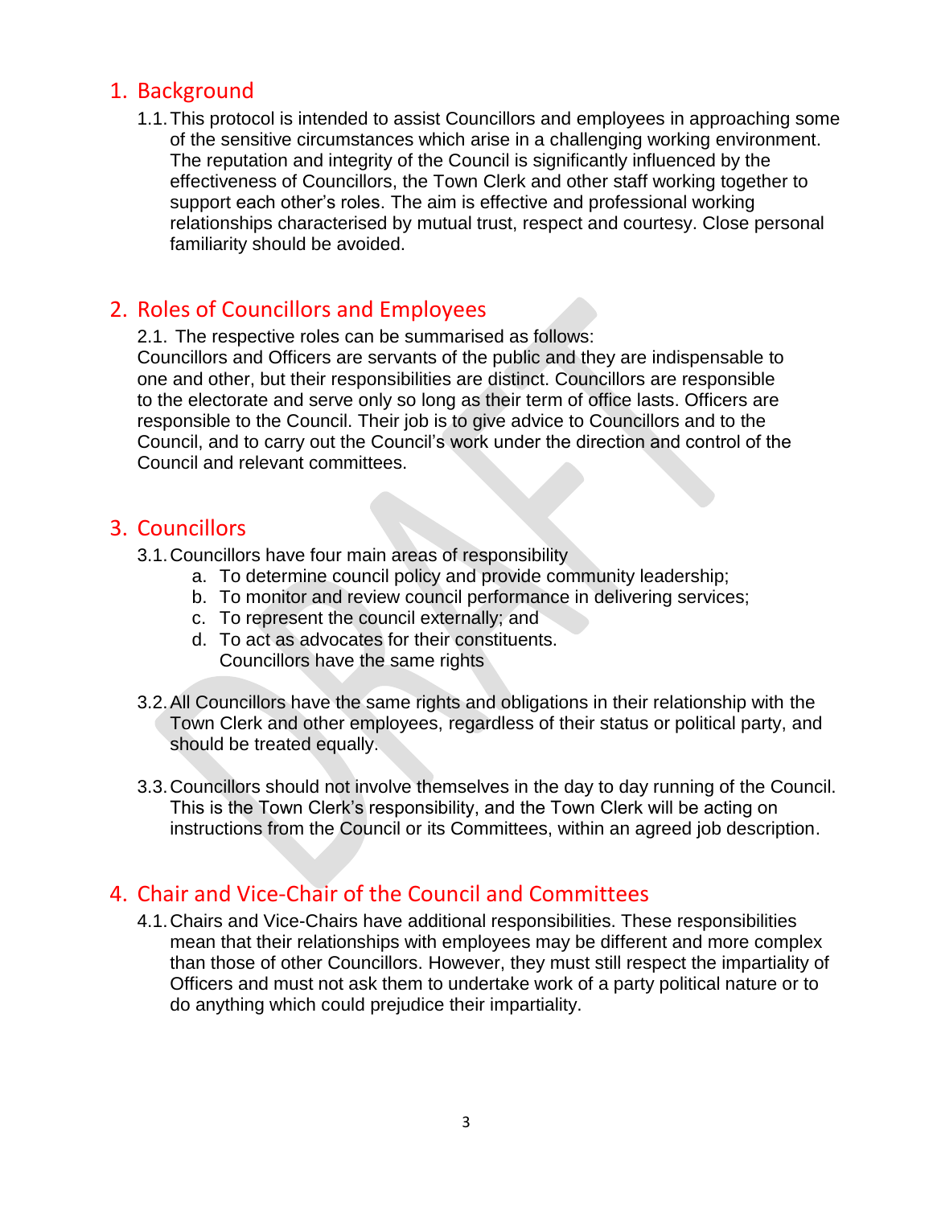## 1. Background

1.1. This protocol is intended to assist Councillors and employees in approaching some of the sensitive circumstances which arise in a challenging working environment. The reputation and integrity of the Council is significantly influenced by the effectiveness of Councillors, the Town Clerk and other staff working together to support each other's roles. The aim is effective and professional working relationships characterised by mutual trust, respect and courtesy. Close personal familiarity should be avoided.

## 2. Roles of Councillors and Employees

2.1. The respective roles can be summarised as follows:
Councillors and Officers are servants of the public and they are indispensable to one and other, but their responsibilities are distinct. Councillors are responsible to the electorate and serve only so long as their term of office lasts. Officers are responsible to the Council. Their job is to give advice to Councillors and to the Council, and to carry out the Council's work under the direction and control of the Council and relevant committees.

## 3. Councillors

3.1. Councillors have four main areas of responsibility

a. To determine council policy and provide community leadership;
b. To monitor and review council performance in delivering services;
c. To represent the council externally; and
d. To act as advocates for their constituents.
   Councillors have the same rights

3.2. All Councillors have the same rights and obligations in their relationship with the Town Clerk and other employees, regardless of their status or political party, and should be treated equally.

3.3. Councillors should not involve themselves in the day to day running of the Council. This is the Town Clerk's responsibility, and the Town Clerk will be acting on instructions from the Council or its Committees, within an agreed job description.

## 4. Chair and Vice-Chair of the Council and Committees

4.1. Chairs and Vice-Chairs have additional responsibilities. These responsibilities mean that their relationships with employees may be different and more complex than those of other Councillors. However, they must still respect the impartiality of Officers and must not ask them to undertake work of a party political nature or to do anything which could prejudice their impartiality.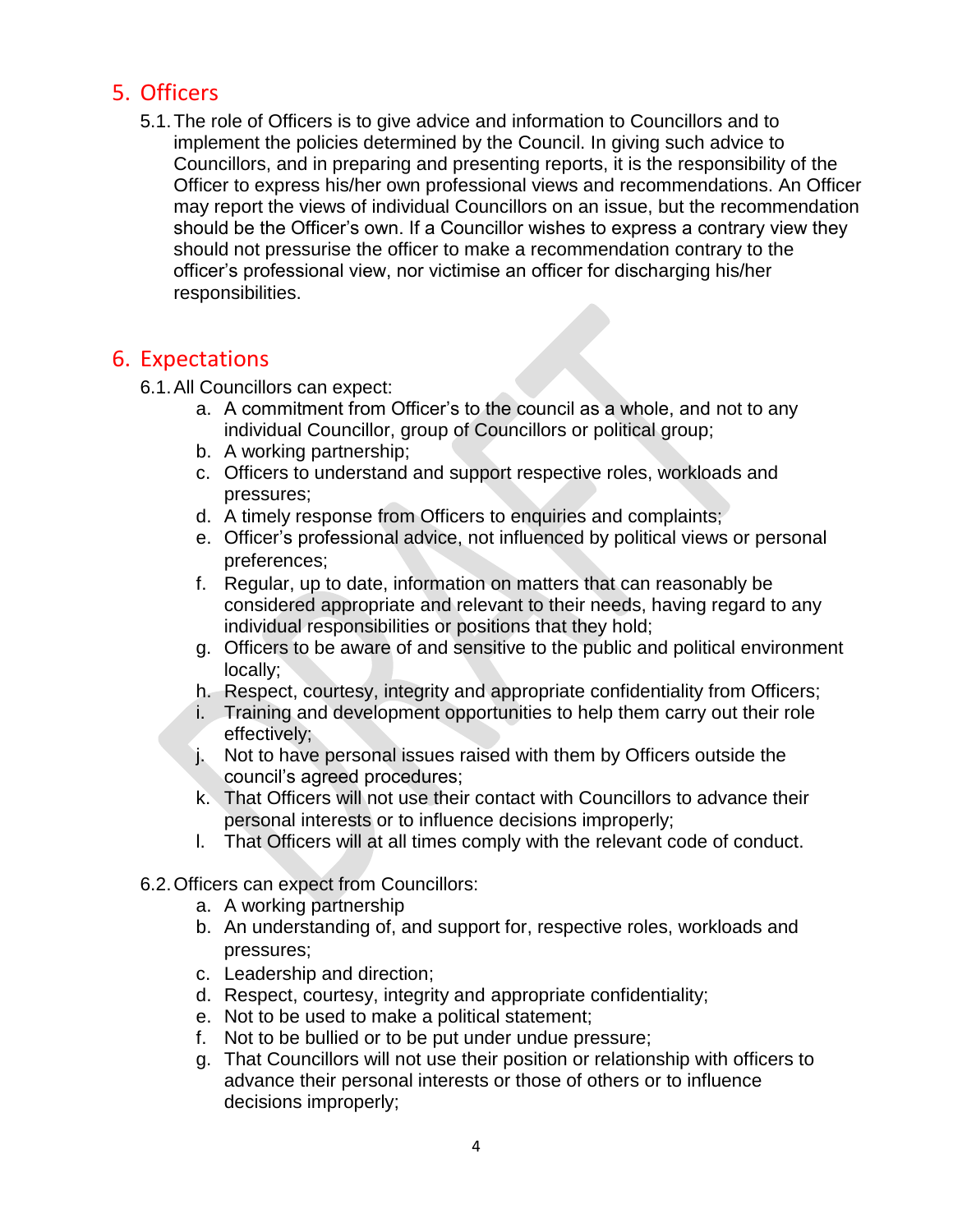## 5. Officers

5.1. The role of Officers is to give advice and information to Councillors and to implement the policies determined by the Council. In giving such advice to Councillors, and in preparing and presenting reports, it is the responsibility of the Officer to express his/her own professional views and recommendations. An Officer may report the views of individual Councillors on an issue, but the recommendation should be the Officer's own. If a Councillor wishes to express a contrary view they should not pressurise the officer to make a recommendation contrary to the officer's professional view, nor victimise an officer for discharging his/her responsibilities.

## 6. Expectations

6.1. All Councillors can expect:

a. A commitment from Officer's to the council as a whole, and not to any individual Councillor, group of Councillors or political group;
b. A working partnership;
c. Officers to understand and support respective roles, workloads and pressures;
d. A timely response from Officers to enquiries and complaints;
e. Officer's professional advice, not influenced by political views or personal preferences;
f. Regular, up to date, information on matters that can reasonably be considered appropriate and relevant to their needs, having regard to any individual responsibilities or positions that they hold;
g. Officers to be aware of and sensitive to the public and political environment locally;
h. Respect, courtesy, integrity and appropriate confidentiality from Officers;
i. Training and development opportunities to help them carry out their role effectively;
j. Not to have personal issues raised with them by Officers outside the council's agreed procedures;
k. That Officers will not use their contact with Councillors to advance their personal interests or to influence decisions improperly;
l. That Officers will at all times comply with the relevant code of conduct.

6.2. Officers can expect from Councillors:

a. A working partnership
b. An understanding of, and support for, respective roles, workloads and pressures;
c. Leadership and direction;
d. Respect, courtesy, integrity and appropriate confidentiality;
e. Not to be used to make a political statement;
f. Not to be bullied or to be put under undue pressure;
g. That Councillors will not use their position or relationship with officers to advance their personal interests or those of others or to influence decisions improperly;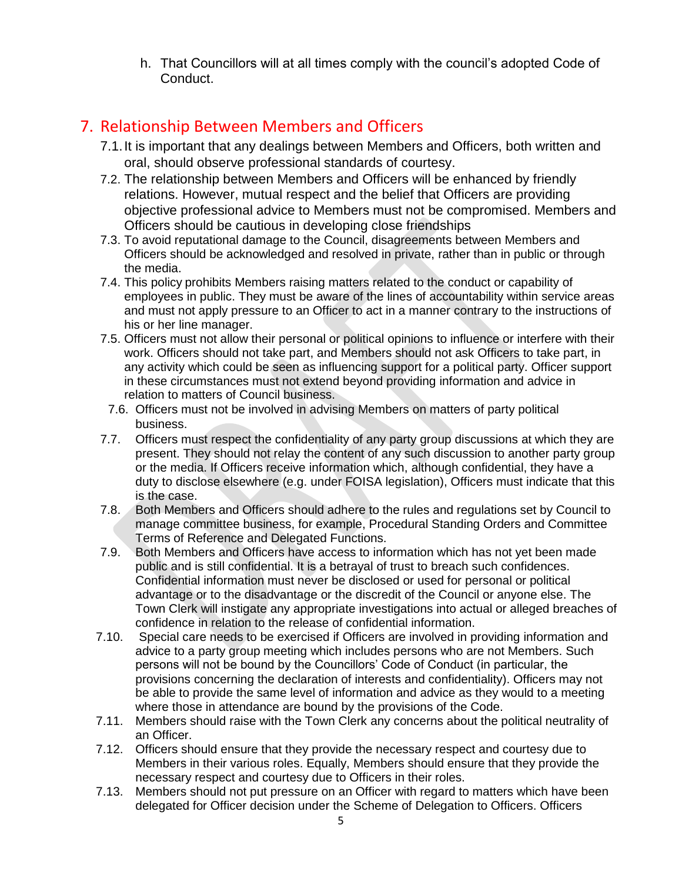h. That Councillors will at all times comply with the council's adopted Code of Conduct.

## 7. Relationship Between Members and Officers

7.1. It is important that any dealings between Members and Officers, both written and oral, should observe professional standards of courtesy.

7.2. The relationship between Members and Officers will be enhanced by friendly relations. However, mutual respect and the belief that Officers are providing objective professional advice to Members must not be compromised. Members and Officers should be cautious in developing close friendships

7.3. To avoid reputational damage to the Council, disagreements between Members and Officers should be acknowledged and resolved in private, rather than in public or through the media.

7.4. This policy prohibits Members raising matters related to the conduct or capability of employees in public. They must be aware of the lines of accountability within service areas and must not apply pressure to an Officer to act in a manner contrary to the instructions of his or her line manager.

7.5. Officers must not allow their personal or political opinions to influence or interfere with their work. Officers should not take part, and Members should not ask Officers to take part, in any activity which could be seen as influencing support for a political party. Officer support in these circumstances must not extend beyond providing information and advice in relation to matters of Council business.

7.6. Officers must not be involved in advising Members on matters of party political business.

7.7. Officers must respect the confidentiality of any party group discussions at which they are present. They should not relay the content of any such discussion to another party group or the media. If Officers receive information which, although confidential, they have a duty to disclose elsewhere (e.g. under FOISA legislation), Officers must indicate that this is the case.

7.8. Both Members and Officers should adhere to the rules and regulations set by Council to manage committee business, for example, Procedural Standing Orders and Committee Terms of Reference and Delegated Functions.

7.9. Both Members and Officers have access to information which has not yet been made public and is still confidential. It is a betrayal of trust to breach such confidences. Confidential information must never be disclosed or used for personal or political advantage or to the disadvantage or the discredit of the Council or anyone else. The Town Clerk will instigate any appropriate investigations into actual or alleged breaches of confidence in relation to the release of confidential information.

7.10. Special care needs to be exercised if Officers are involved in providing information and advice to a party group meeting which includes persons who are not Members. Such persons will not be bound by the Councillors' Code of Conduct (in particular, the provisions concerning the declaration of interests and confidentiality). Officers may not be able to provide the same level of information and advice as they would to a meeting where those in attendance are bound by the provisions of the Code.

7.11. Members should raise with the Town Clerk any concerns about the political neutrality of an Officer.

7.12. Officers should ensure that they provide the necessary respect and courtesy due to Members in their various roles. Equally, Members should ensure that they provide the necessary respect and courtesy due to Officers in their roles.

7.13. Members should not put pressure on an Officer with regard to matters which have been delegated for Officer decision under the Scheme of Delegation to Officers. Officers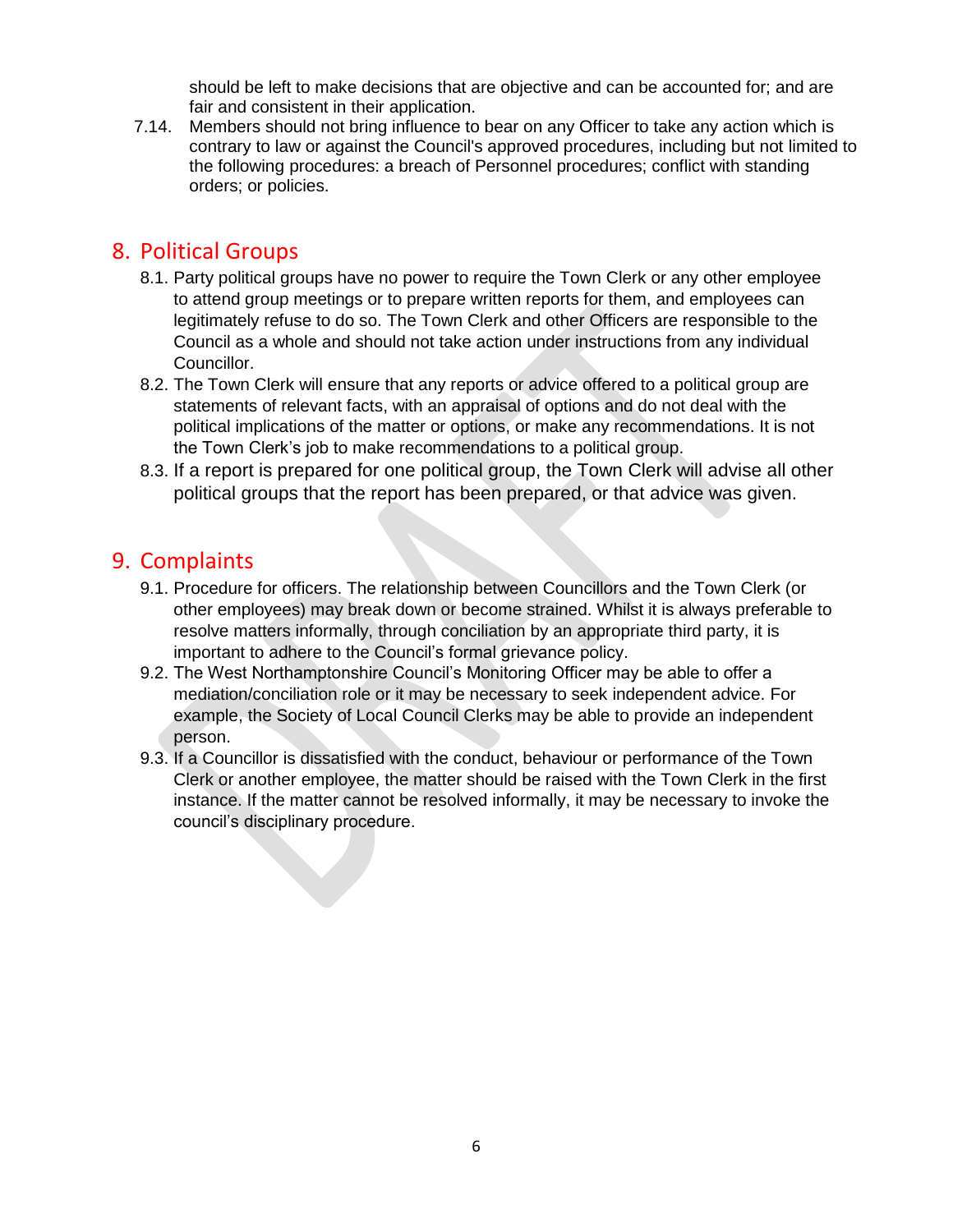should be left to make decisions that are objective and can be accounted for; and are fair and consistent in their application.

7.14. Members should not bring influence to bear on any Officer to take any action which is contrary to law or against the Council's approved procedures, including but not limited to the following procedures: a breach of Personnel procedures; conflict with standing orders; or policies.

## 8. Political Groups

8.1. Party political groups have no power to require the Town Clerk or any other employee to attend group meetings or to prepare written reports for them, and employees can legitimately refuse to do so. The Town Clerk and other Officers are responsible to the Council as a whole and should not take action under instructions from any individual Councillor.

8.2. The Town Clerk will ensure that any reports or advice offered to a political group are statements of relevant facts, with an appraisal of options and do not deal with the political implications of the matter or options, or make any recommendations. It is not the Town Clerk's job to make recommendations to a political group.

8.3. If a report is prepared for one political group, the Town Clerk will advise all other political groups that the report has been prepared, or that advice was given.

## 9. Complaints

9.1. Procedure for officers. The relationship between Councillors and the Town Clerk (or other employees) may break down or become strained. Whilst it is always preferable to resolve matters informally, through conciliation by an appropriate third party, it is important to adhere to the Council's formal grievance policy.

9.2. The West Northamptonshire Council's Monitoring Officer may be able to offer a mediation/conciliation role or it may be necessary to seek independent advice. For example, the Society of Local Council Clerks may be able to provide an independent person.

9.3. If a Councillor is dissatisfied with the conduct, behaviour or performance of the Town Clerk or another employee, the matter should be raised with the Town Clerk in the first instance. If the matter cannot be resolved informally, it may be necessary to invoke the council's disciplinary procedure.